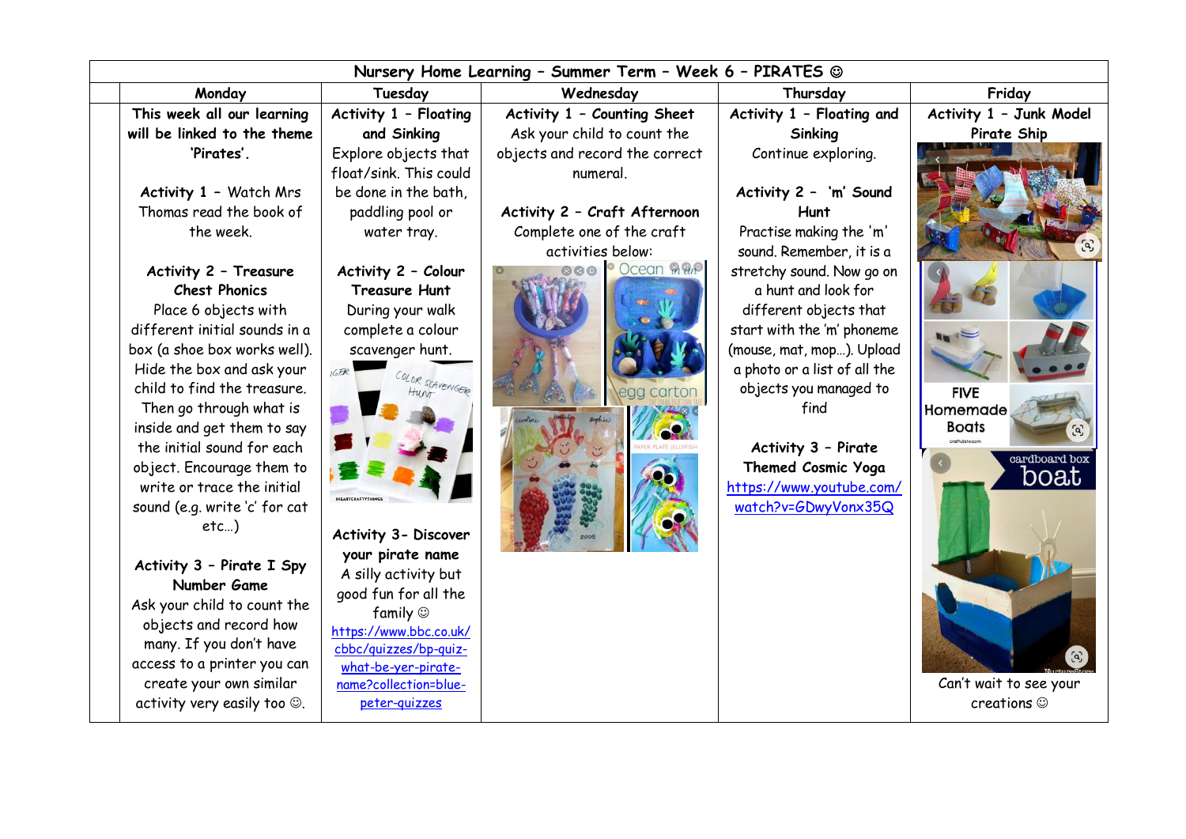| | Nursery Home Learning – Summer Term – Week 6 – PIRATES ☺ | | | | |
|---|---|---|---|---|---|
| | **Monday** | **Tuesday** | **Wednesday** | **Thursday** | **Friday** |
| | **This week all our learning will be linked to the theme 'Pirates'.**<br><br>**Activity 1** – Watch Mrs Thomas read the book of the week.<br><br>**Activity 2 – Treasure Chest Phonics**<br>Place 6 objects with different initial sounds in a box (a shoe box works well). Hide the box and ask your child to find the treasure. Then go through what is inside and get them to say the initial sound for each object. Encourage them to write or trace the initial sound (e.g. write 'c' for cat etc…)<br><br>**Activity 3 – Pirate I Spy Number Game**<br>Ask your child to count the objects and record how many. If you don't have access to a printer you can create your own similar activity very easily too ☺. | **Activity 1 – Floating and Sinking**<br>Explore objects that float/sink. This could be done in the bath, paddling pool or water tray.<br><br>**Activity 2 – Colour Treasure Hunt**<br>During your walk complete a colour scavenger hunt.<br><br>**Activity 3- Discover your pirate name**<br>A silly activity but good fun for all the family ☺<br>https://www.bbc.co.uk/cbbc/quizzes/bp-quiz-what-be-yer-pirate-name?collection=blue-peter-quizzes | **Activity 1 – Counting Sheet**<br>Ask your child to count the objects and record the correct numeral.<br><br>**Activity 2 – Craft Afternoon**<br>Complete one of the craft activities below: | **Activity 1 – Floating and Sinking**<br>Continue exploring.<br><br>**Activity 2 – 'm' Sound Hunt**<br>Practise making the 'm' sound. Remember, it is a stretchy sound. Now go on a hunt and look for different objects that start with the 'm' phoneme (mouse, mat, mop…). Upload a photo or a list of all the objects you managed to find<br><br>**Activity 3 – Pirate Themed Cosmic Yoga**<br>https://www.youtube.com/watch?v=GDwyVonx35Q | **Activity 1 – Junk Model Pirate Ship**<br><br>Can't wait to see your creations ☺ |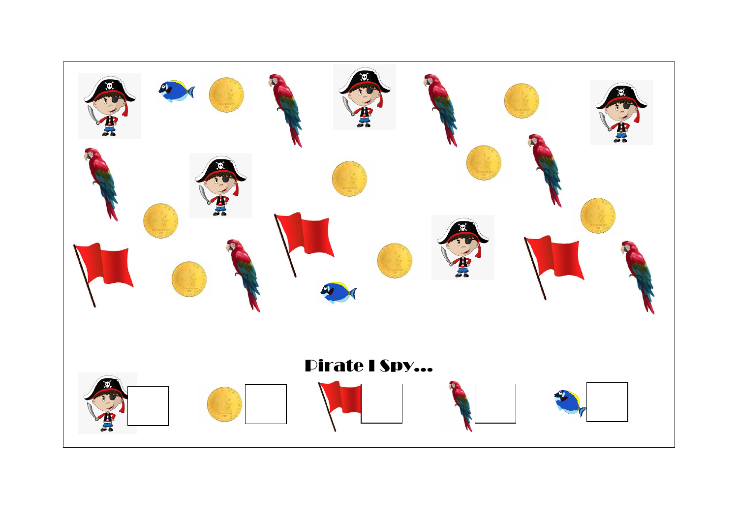Pirate I Spy...